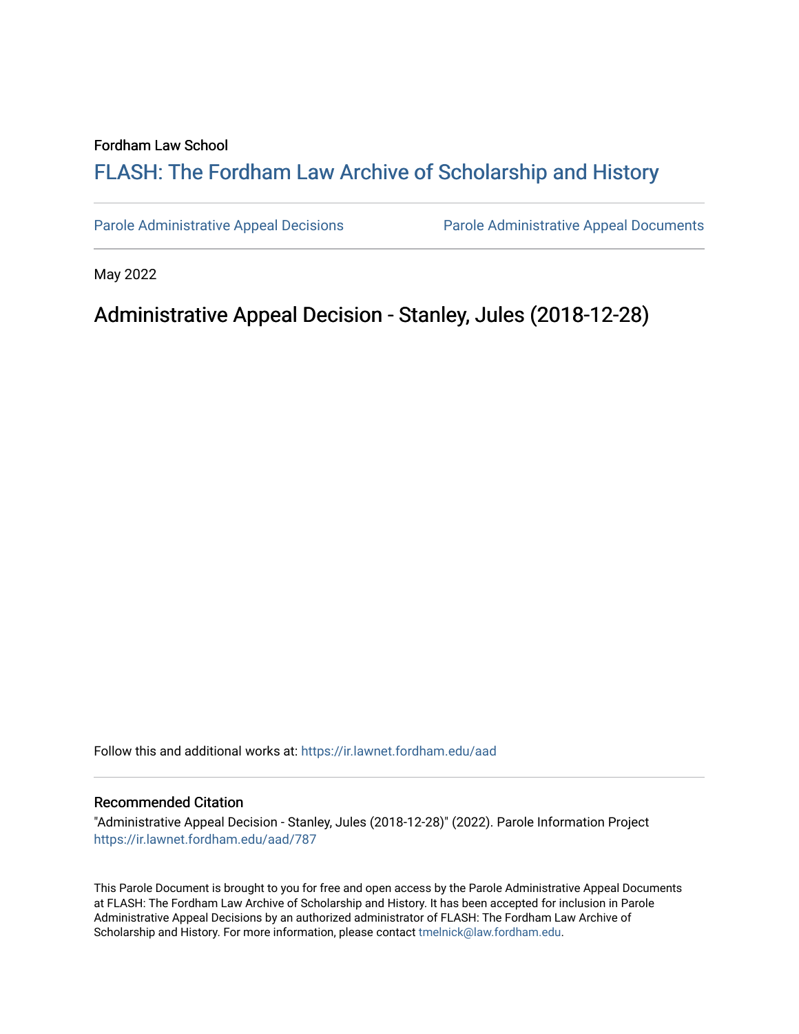Fordham Law School

## FLASH: The Fordham Law Archive of Scholarship and History

Parole Administrative Appeal Decisions | Parole Administrative Appeal Documents

May 2022

# Administrative Appeal Decision - Stanley, Jules (2018-12-28)

Follow this and additional works at: https://ir.lawnet.fordham.edu/aad

### Recommended Citation

"Administrative Appeal Decision - Stanley, Jules (2018-12-28)" (2022). Parole Information Project https://ir.lawnet.fordham.edu/aad/787

This Parole Document is brought to you for free and open access by the Parole Administrative Appeal Documents at FLASH: The Fordham Law Archive of Scholarship and History. It has been accepted for inclusion in Parole Administrative Appeal Decisions by an authorized administrator of FLASH: The Fordham Law Archive of Scholarship and History. For more information, please contact tmelnick@law.fordham.edu.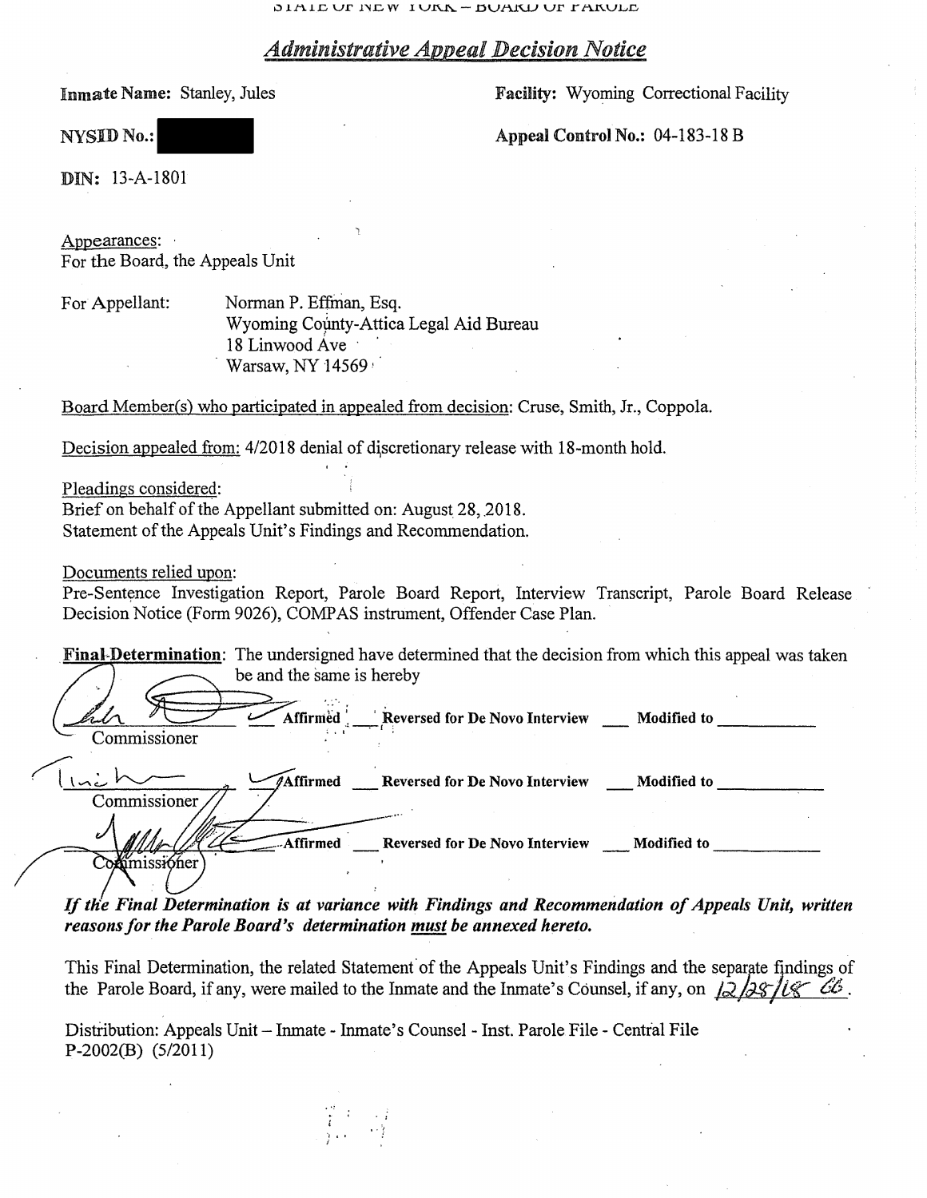STATE OF NEW YORK – BOARD OF PAROLE

## *Administrative Appeal Decision Notice*

**Inmate Name:** Stanley, Jules

**Facility:** Wyoming Correctional Facility

**NYSID No.:** [redacted]

**Appeal Control No.:** 04-183-18 B

**DIN:** 13-A-1801

Appearances:
For the Board, the Appeals Unit

For Appellant: Norman P. Effman, Esq.
Wyoming County-Attica Legal Aid Bureau
18 Linwood Ave
Warsaw, NY 14569

Board Member(s) who participated in appealed from decision: Cruse, Smith, Jr., Coppola.

Decision appealed from: 4/2018 denial of discretionary release with 18-month hold.

Pleadings considered:
Brief on behalf of the Appellant submitted on: August 28, 2018.
Statement of the Appeals Unit's Findings and Recommendation.

Documents relied upon:
Pre-Sentence Investigation Report, Parole Board Report, Interview Transcript, Parole Board Release Decision Notice (Form 9026), COMPAS instrument, Offender Case Plan.

**Final Determination**: The undersigned have determined that the decision from which this appeal was taken be and the same is hereby

_[signature]_ Commissioner ✓ **Affirmed** ___ **Reversed for De Novo Interview** ___ **Modified to** ________

_[signature]_ Commissioner ✓ **Affirmed** ___ **Reversed for De Novo Interview** ___ **Modified to** ________

_[signature]_ Commissioner ✓ **Affirmed** ___ **Reversed for De Novo Interview** ___ **Modified to** ________

***If the Final Determination is at variance with Findings and Recommendation of Appeals Unit, written reasons for the Parole Board's determination must be annexed hereto.***

This Final Determination, the related Statement of the Appeals Unit's Findings and the separate findings of the Parole Board, if any, were mailed to the Inmate and the Inmate's Counsel, if any, on 12/28/18 CB.

Distribution: Appeals Unit – Inmate - Inmate's Counsel - Inst. Parole File - Central File
P-2002(B) (5/2011)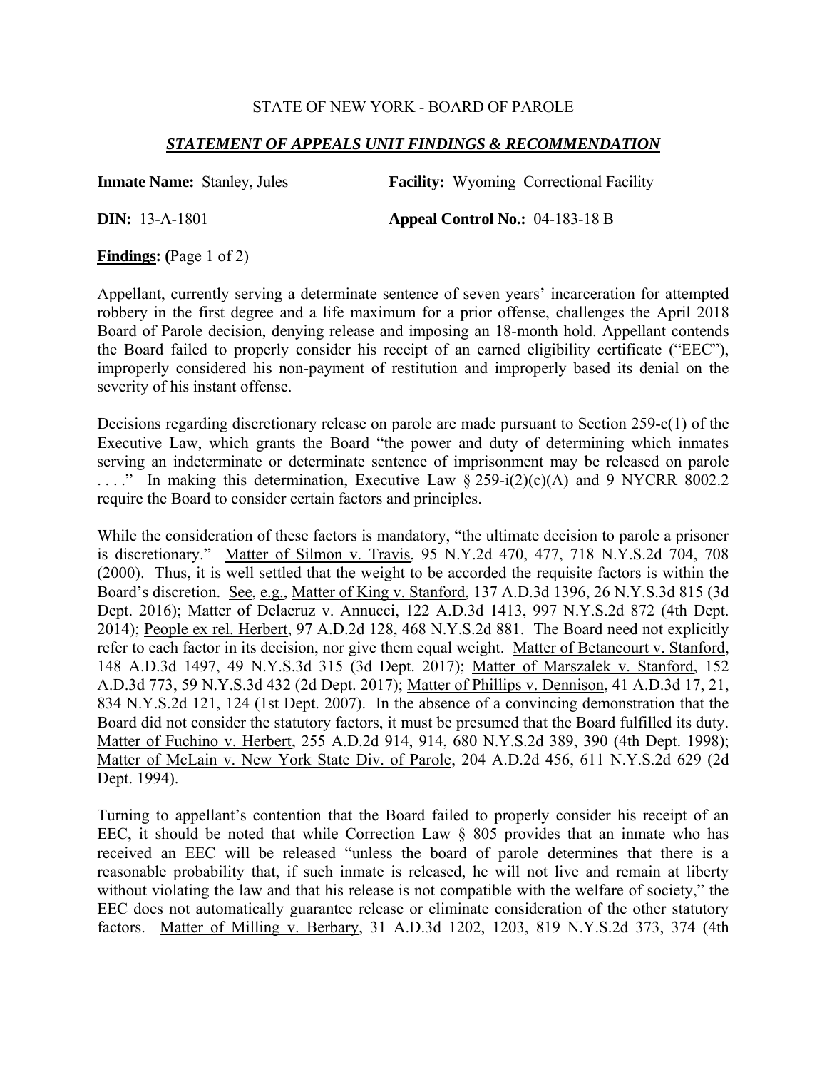STATE OF NEW YORK - BOARD OF PAROLE

***STATEMENT OF APPEALS UNIT FINDINGS & RECOMMENDATION***

**Inmate Name:** Stanley, Jules **Facility:** Wyoming Correctional Facility

**DIN:** 13-A-1801 **Appeal Control No.:** 04-183-18 B

**Findings: (**Page 1 of 2)

Appellant, currently serving a determinate sentence of seven years' incarceration for attempted robbery in the first degree and a life maximum for a prior offense, challenges the April 2018 Board of Parole decision, denying release and imposing an 18-month hold. Appellant contends the Board failed to properly consider his receipt of an earned eligibility certificate ("EEC"), improperly considered his non-payment of restitution and improperly based its denial on the severity of his instant offense.

Decisions regarding discretionary release on parole are made pursuant to Section 259-c(1) of the Executive Law, which grants the Board "the power and duty of determining which inmates serving an indeterminate or determinate sentence of imprisonment may be released on parole . . . ." In making this determination, Executive Law § 259-i(2)(c)(A) and 9 NYCRR 8002.2 require the Board to consider certain factors and principles.

While the consideration of these factors is mandatory, "the ultimate decision to parole a prisoner is discretionary." Matter of Silmon v. Travis, 95 N.Y.2d 470, 477, 718 N.Y.S.2d 704, 708 (2000). Thus, it is well settled that the weight to be accorded the requisite factors is within the Board's discretion. See, e.g., Matter of King v. Stanford, 137 A.D.3d 1396, 26 N.Y.S.3d 815 (3d Dept. 2016); Matter of Delacruz v. Annucci, 122 A.D.3d 1413, 997 N.Y.S.2d 872 (4th Dept. 2014); People ex rel. Herbert, 97 A.D.2d 128, 468 N.Y.S.2d 881. The Board need not explicitly refer to each factor in its decision, nor give them equal weight. Matter of Betancourt v. Stanford, 148 A.D.3d 1497, 49 N.Y.S.3d 315 (3d Dept. 2017); Matter of Marszalek v. Stanford, 152 A.D.3d 773, 59 N.Y.S.3d 432 (2d Dept. 2017); Matter of Phillips v. Dennison, 41 A.D.3d 17, 21, 834 N.Y.S.2d 121, 124 (1st Dept. 2007). In the absence of a convincing demonstration that the Board did not consider the statutory factors, it must be presumed that the Board fulfilled its duty. Matter of Fuchino v. Herbert, 255 A.D.2d 914, 914, 680 N.Y.S.2d 389, 390 (4th Dept. 1998); Matter of McLain v. New York State Div. of Parole, 204 A.D.2d 456, 611 N.Y.S.2d 629 (2d Dept. 1994).

Turning to appellant's contention that the Board failed to properly consider his receipt of an EEC, it should be noted that while Correction Law § 805 provides that an inmate who has received an EEC will be released "unless the board of parole determines that there is a reasonable probability that, if such inmate is released, he will not live and remain at liberty without violating the law and that his release is not compatible with the welfare of society," the EEC does not automatically guarantee release or eliminate consideration of the other statutory factors. Matter of Milling v. Berbary, 31 A.D.3d 1202, 1203, 819 N.Y.S.2d 373, 374 (4th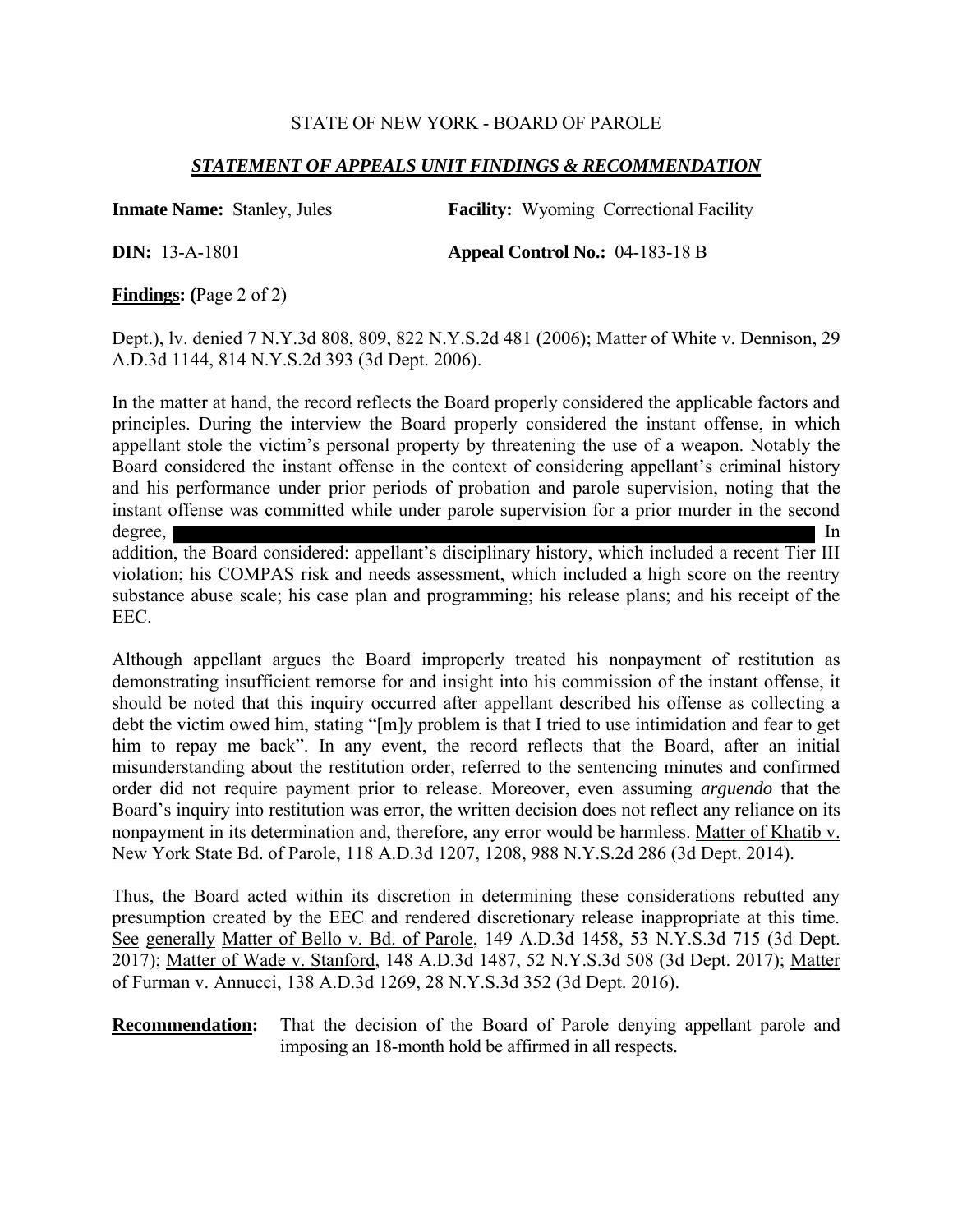STATE OF NEW YORK - BOARD OF PAROLE

***STATEMENT OF APPEALS UNIT FINDINGS & RECOMMENDATION***

**Inmate Name:** Stanley, Jules **Facility:** Wyoming Correctional Facility

**DIN:** 13-A-1801 **Appeal Control No.:** 04-183-18 B

**Findings: (**Page 2 of 2)

Dept.), lv. denied 7 N.Y.3d 808, 809, 822 N.Y.S.2d 481 (2006); Matter of White v. Dennison, 29 A.D.3d 1144, 814 N.Y.S.2d 393 (3d Dept. 2006).

In the matter at hand, the record reflects the Board properly considered the applicable factors and principles. During the interview the Board properly considered the instant offense, in which appellant stole the victim's personal property by threatening the use of a weapon. Notably the Board considered the instant offense in the context of considering appellant's criminal history and his performance under prior periods of probation and parole supervision, noting that the instant offense was committed while under parole supervision for a prior murder in the second degree, [REDACTED] In addition, the Board considered: appellant's disciplinary history, which included a recent Tier III violation; his COMPAS risk and needs assessment, which included a high score on the reentry substance abuse scale; his case plan and programming; his release plans; and his receipt of the EEC.

Although appellant argues the Board improperly treated his nonpayment of restitution as demonstrating insufficient remorse for and insight into his commission of the instant offense, it should be noted that this inquiry occurred after appellant described his offense as collecting a debt the victim owed him, stating "[m]y problem is that I tried to use intimidation and fear to get him to repay me back". In any event, the record reflects that the Board, after an initial misunderstanding about the restitution order, referred to the sentencing minutes and confirmed order did not require payment prior to release. Moreover, even assuming *arguendo* that the Board's inquiry into restitution was error, the written decision does not reflect any reliance on its nonpayment in its determination and, therefore, any error would be harmless. Matter of Khatib v. New York State Bd. of Parole, 118 A.D.3d 1207, 1208, 988 N.Y.S.2d 286 (3d Dept. 2014).

Thus, the Board acted within its discretion in determining these considerations rebutted any presumption created by the EEC and rendered discretionary release inappropriate at this time. See generally Matter of Bello v. Bd. of Parole, 149 A.D.3d 1458, 53 N.Y.S.3d 715 (3d Dept. 2017); Matter of Wade v. Stanford, 148 A.D.3d 1487, 52 N.Y.S.3d 508 (3d Dept. 2017); Matter of Furman v. Annucci, 138 A.D.3d 1269, 28 N.Y.S.3d 352 (3d Dept. 2016).

**Recommendation:** That the decision of the Board of Parole denying appellant parole and imposing an 18-month hold be affirmed in all respects.